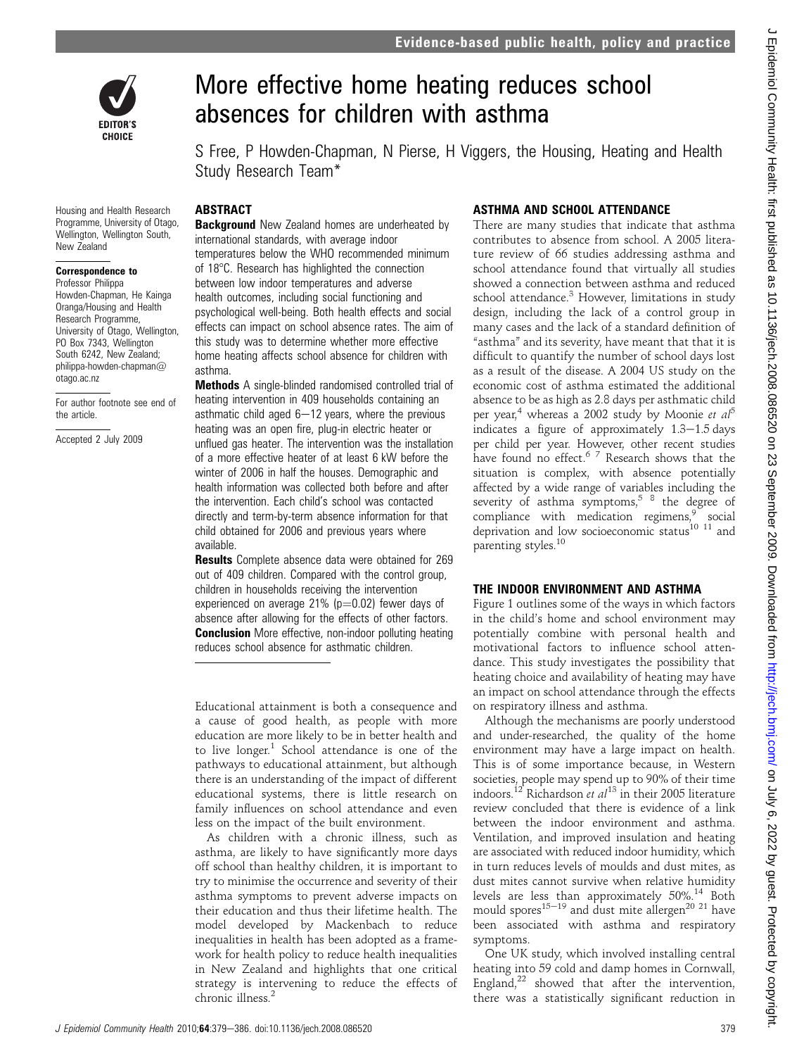# More effective home heating reduces school absences for children with asthma

S Free, P Howden-Chapman, N Pierse, H Viggers, the Housing, Heating and Health Study Research Team*

Housing and Health Research Programme, University of Otago, Wellington, Wellington South, New Zealand

**Correspondence to**
Professor Philippa Howden-Chapman, He Kainga Oranga/Housing and Health Research Programme, University of Otago, Wellington, PO Box 7343, Wellington South 6242, New Zealand; philippa-howden-chapman@otago.ac.nz

For author footnote see end of the article.

Accepted 2 July 2009

## ABSTRACT

**Background** New Zealand homes are underheated by international standards, with average indoor temperatures below the WHO recommended minimum of 18°C. Research has highlighted the connection between low indoor temperatures and adverse health outcomes, including social functioning and psychological well-being. Both health effects and social effects can impact on school absence rates. The aim of this study was to determine whether more effective home heating affects school absence for children with asthma.

**Methods** A single-blinded randomised controlled trial of heating intervention in 409 households containing an asthmatic child aged 6–12 years, where the previous heating was an open fire, plug-in electric heater or unflued gas heater. The intervention was the installation of a more effective heater of at least 6 kW before the winter of 2006 in half the houses. Demographic and health information was collected both before and after the intervention. Each child's school was contacted directly and term-by-term absence information for that child obtained for 2006 and previous years where available.

**Results** Complete absence data were obtained for 269 out of 409 children. Compared with the control group, children in households receiving the intervention experienced on average 21% ($p=0.02$) fewer days of absence after allowing for the effects of other factors.

**Conclusion** More effective, non-indoor polluting heating reduces school absence for asthmatic children.

Educational attainment is both a consequence and a cause of good health, as people with more education are more likely to be in better health and to live longer.[1] School attendance is one of the pathways to educational attainment, but although there is an understanding of the impact of different educational systems, there is little research on family influences on school attendance and even less on the impact of the built environment.

As children with a chronic illness, such as asthma, are likely to have significantly more days off school than healthy children, it is important to try to minimise the occurrence and severity of their asthma symptoms to prevent adverse impacts on their education and thus their lifetime health. The model developed by Mackenbach to reduce inequalities in health has been adopted as a framework for health policy to reduce health inequalities in New Zealand and highlights that one critical strategy is intervening to reduce the effects of chronic illness.[2]

## ASTHMA AND SCHOOL ATTENDANCE

There are many studies that indicate that asthma contributes to absence from school. A 2005 literature review of 66 studies addressing asthma and school attendance found that virtually all studies showed a connection between asthma and reduced school attendance.[3] However, limitations in study design, including the lack of a control group in many cases and the lack of a standard definition of "asthma" and its severity, have meant that that it is difficult to quantify the number of school days lost as a result of the disease. A 2004 US study on the economic cost of asthma estimated the additional absence to be as high as 2.8 days per asthmatic child per year,[4] whereas a 2002 study by Moonie *et al*[5] indicates a figure of approximately 1.3–1.5 days per child per year. However, other recent studies have found no effect.[6 7] Research shows that the situation is complex, with absence potentially affected by a wide range of variables including the severity of asthma symptoms,[5 8] the degree of compliance with medication regimens,[9] social deprivation and low socioeconomic status[10 11] and parenting styles.[10]

## THE INDOOR ENVIRONMENT AND ASTHMA

Figure 1 outlines some of the ways in which factors in the child's home and school environment may potentially combine with personal health and motivational factors to influence school attendance. This study investigates the possibility that heating choice and availability of heating may have an impact on school attendance through the effects on respiratory illness and asthma.

Although the mechanisms are poorly understood and under-researched, the quality of the home environment may have a large impact on health. This is of some importance because, in Western societies, people may spend up to 90% of their time indoors.[12] Richardson *et al*[13] in their 2005 literature review concluded that there is evidence of a link between the indoor environment and asthma. Ventilation, and improved insulation and heating are associated with reduced indoor humidity, which in turn reduces levels of moulds and dust mites, as dust mites cannot survive when relative humidity levels are less than approximately 50%.[14] Both mould spores[15–19] and dust mite allergen[20 21] have been associated with asthma and respiratory symptoms.

One UK study, which involved installing central heating into 59 cold and damp homes in Cornwall, England,[22] showed that after the intervention, there was a statistically significant reduction in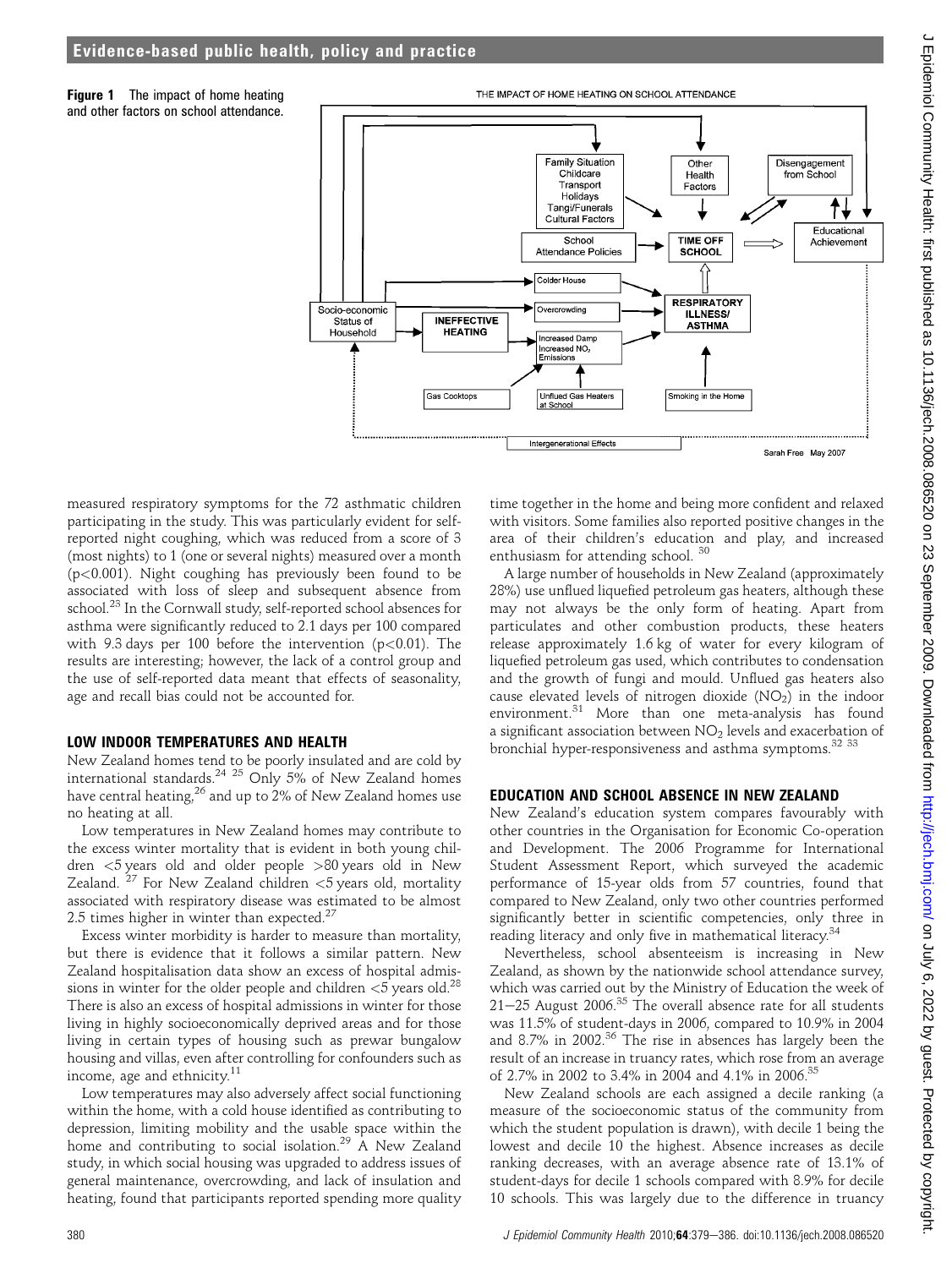**Figure 1** The impact of home heating and other factors on school attendance.

measured respiratory symptoms for the 72 asthmatic children participating in the study. This was particularly evident for self-reported night coughing, which was reduced from a score of 3 (most nights) to 1 (one or several nights) measured over a month ($p<0.001$). Night coughing has previously been found to be associated with loss of sleep and subsequent absence from school.[23] In the Cornwall study, self-reported school absences for asthma were significantly reduced to 2.1 days per 100 compared with 9.3 days per 100 before the intervention ($p<0.01$). The results are interesting; however, the lack of a control group and the use of self-reported data meant that effects of seasonality, age and recall bias could not be accounted for.

## LOW INDOOR TEMPERATURES AND HEALTH

New Zealand homes tend to be poorly insulated and are cold by international standards.[24 25] Only 5% of New Zealand homes have central heating,[26] and up to 2% of New Zealand homes use no heating at all.

Low temperatures in New Zealand homes may contribute to the excess winter mortality that is evident in both young children <5 years old and older people >80 years old in New Zealand. [27] For New Zealand children <5 years old, mortality associated with respiratory disease was estimated to be almost 2.5 times higher in winter than expected.[27]

Excess winter morbidity is harder to measure than mortality, but there is evidence that it follows a similar pattern. New Zealand hospitalisation data show an excess of hospital admissions in winter for the older people and children <5 years old.[28] There is also an excess of hospital admissions in winter for those living in highly socioeconomically deprived areas and for those living in certain types of housing such as prewar bungalow housing and villas, even after controlling for confounders such as income, age and ethnicity.[11]

Low temperatures may also adversely affect social functioning within the home, with a cold house identified as contributing to depression, limiting mobility and the usable space within the home and contributing to social isolation.[29] A New Zealand study, in which social housing was upgraded to address issues of general maintenance, overcrowding, and lack of insulation and heating, found that participants reported spending more quality time together in the home and being more confident and relaxed with visitors. Some families also reported positive changes in the area of their children's education and play, and increased enthusiasm for attending school. [30]

A large number of households in New Zealand (approximately 28%) use unflued liquefied petroleum gas heaters, although these may not always be the only form of heating. Apart from particulates and other combustion products, these heaters release approximately 1.6 kg of water for every kilogram of liquefied petroleum gas used, which contributes to condensation and the growth of fungi and mould. Unflued gas heaters also cause elevated levels of nitrogen dioxide ($NO_2$) in the indoor environment.[31] More than one meta-analysis has found a significant association between $NO_2$ levels and exacerbation of bronchial hyper-responsiveness and asthma symptoms.[32 33]

## EDUCATION AND SCHOOL ABSENCE IN NEW ZEALAND

New Zealand's education system compares favourably with other countries in the Organisation for Economic Co-operation and Development. The 2006 Programme for International Student Assessment Report, which surveyed the academic performance of 15-year olds from 57 countries, found that compared to New Zealand, only two other countries performed significantly better in scientific competencies, only three in reading literacy and only five in mathematical literacy.[34]

Nevertheless, school absenteeism is increasing in New Zealand, as shown by the nationwide school attendance survey, which was carried out by the Ministry of Education the week of 21–25 August 2006.[35] The overall absence rate for all students was 11.5% of student-days in 2006, compared to 10.9% in 2004 and 8.7% in 2002.[36] The rise in absences has largely been the result of an increase in truancy rates, which rose from an average of 2.7% in 2002 to 3.4% in 2004 and 4.1% in 2006.[35]

New Zealand schools are each assigned a decile ranking (a measure of the socioeconomic status of the community from which the student population is drawn), with decile 1 being the lowest and decile 10 the highest. Absence increases as decile ranking decreases, with an average absence rate of 13.1% of student-days for decile 1 schools compared with 8.9% for decile 10 schools. This was largely due to the difference in truancy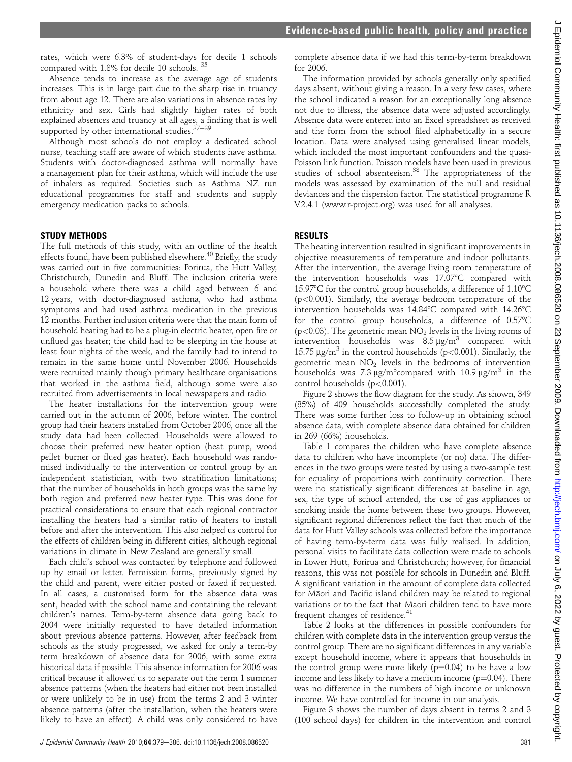rates, which were 6.3% of student-days for decile 1 schools compared with 1.8% for decile 10 schools.[35]

Absence tends to increase as the average age of students increases. This is in large part due to the sharp rise in truancy from about age 12. There are also variations in absence rates by ethnicity and sex. Girls had slightly higher rates of both explained absences and truancy at all ages, a finding that is well supported by other international studies.[37–39]

Although most schools do not employ a dedicated school nurse, teaching staff are aware of which students have asthma. Students with doctor-diagnosed asthma will normally have a management plan for their asthma, which will include the use of inhalers as required. Societies such as Asthma NZ run educational programmes for staff and students and supply emergency medication packs to schools.

## STUDY METHODS

The full methods of this study, with an outline of the health effects found, have been published elsewhere.[40] Briefly, the study was carried out in five communities: Porirua, the Hutt Valley, Christchurch, Dunedin and Bluff. The inclusion criteria were a household where there was a child aged between 6 and 12 years, with doctor-diagnosed asthma, who had asthma symptoms and had used asthma medication in the previous 12 months. Further inclusion criteria were that the main form of household heating had to be a plug-in electric heater, open fire or unflued gas heater; the child had to be sleeping in the house at least four nights of the week, and the family had to intend to remain in the same home until November 2006. Households were recruited mainly though primary healthcare organisations that worked in the asthma field, although some were also recruited from advertisements in local newspapers and radio.

The heater installations for the intervention group were carried out in the autumn of 2006, before winter. The control group had their heaters installed from October 2006, once all the study data had been collected. Households were allowed to choose their preferred new heater option (heat pump, wood pellet burner or flued gas heater). Each household was randomised individually to the intervention or control group by an independent statistician, with two stratification limitations; that the number of households in both groups was the same by both region and preferred new heater type. This was done for practical considerations to ensure that each regional contractor installing the heaters had a similar ratio of heaters to install before and after the intervention. This also helped us control for the effects of children being in different cities, although regional variations in climate in New Zealand are generally small.

Each child's school was contacted by telephone and followed up by email or letter. Permission forms, previously signed by the child and parent, were either posted or faxed if requested. In all cases, a customised form for the absence data was sent, headed with the school name and containing the relevant children's names. Term-by-term absence data going back to 2004 were initially requested to have detailed information about previous absence patterns. However, after feedback from schools as the study progressed, we asked for only a term-by term breakdown of absence data for 2006, with some extra historical data if possible. This absence information for 2006 was critical because it allowed us to separate out the term 1 summer absence patterns (when the heaters had either not been installed or were unlikely to be in use) from the terms 2 and 3 winter absence patterns (after the installation, when the heaters were likely to have an effect). A child was only considered to have complete absence data if we had this term-by-term breakdown for 2006.

The information provided by schools generally only specified days absent, without giving a reason. In a very few cases, where the school indicated a reason for an exceptionally long absence not due to illness, the absence data were adjusted accordingly. Absence data were entered into an Excel spreadsheet as received and the form from the school filed alphabetically in a secure location. Data were analysed using generalised linear models, which included the most important confounders and the quasi-Poisson link function. Poisson models have been used in previous studies of school absenteeism.[38] The appropriateness of the models was assessed by examination of the null and residual deviances and the dispersion factor. The statistical programme R V.2.4.1 (www.r-project.org) was used for all analyses.

## RESULTS

The heating intervention resulted in significant improvements in objective measurements of temperature and indoor pollutants. After the intervention, the average living room temperature of the intervention households was 17.07°C compared with 15.97°C for the control group households, a difference of 1.10°C ($p<0.001$). Similarly, the average bedroom temperature of the intervention households was 14.84°C compared with 14.26°C for the control group households, a difference of 0.57°C ($p<0.03$). The geometric mean $NO_2$ levels in the living rooms of intervention households was 8.5 μg/m$^3$ compared with 15.75 μg/m$^3$ in the control households ($p<0.001$). Similarly, the geometric mean $NO_2$ levels in the bedrooms of intervention households was 7.3 μg/m$^3$compared with 10.9 μg/m$^3$ in the control households ($p<0.001$).

Figure 2 shows the flow diagram for the study. As shown, 349 (85%) of 409 households successfully completed the study. There was some further loss to follow-up in obtaining school absence data, with complete absence data obtained for children in 269 (66%) households.

Table 1 compares the children who have complete absence data to children who have incomplete (or no) data. The differences in the two groups were tested by using a two-sample test for equality of proportions with continuity correction. There were no statistically significant differences at baseline in age, sex, the type of school attended, the use of gas appliances or smoking inside the home between these two groups. However, significant regional differences reflect the fact that much of the data for Hutt Valley schools was collected before the importance of having term-by-term data was fully realised. In addition, personal visits to facilitate data collection were made to schools in Lower Hutt, Porirua and Christchurch; however, for financial reasons, this was not possible for schools in Dunedin and Bluff. A significant variation in the amount of complete data collected for Māori and Pacific island children may be related to regional variations or to the fact that Māori children tend to have more frequent changes of residence.[41]

Table 2 looks at the differences in possible confounders for children with complete data in the intervention group versus the control group. There are no significant differences in any variable except household income, where it appears that households in the control group were more likely ($p=0.04$) to be have a low income and less likely to have a medium income ($p=0.04$). There was no difference in the numbers of high income or unknown income. We have controlled for income in our analysis.

Figure 3 shows the number of days absent in terms 2 and 3 (100 school days) for children in the intervention and control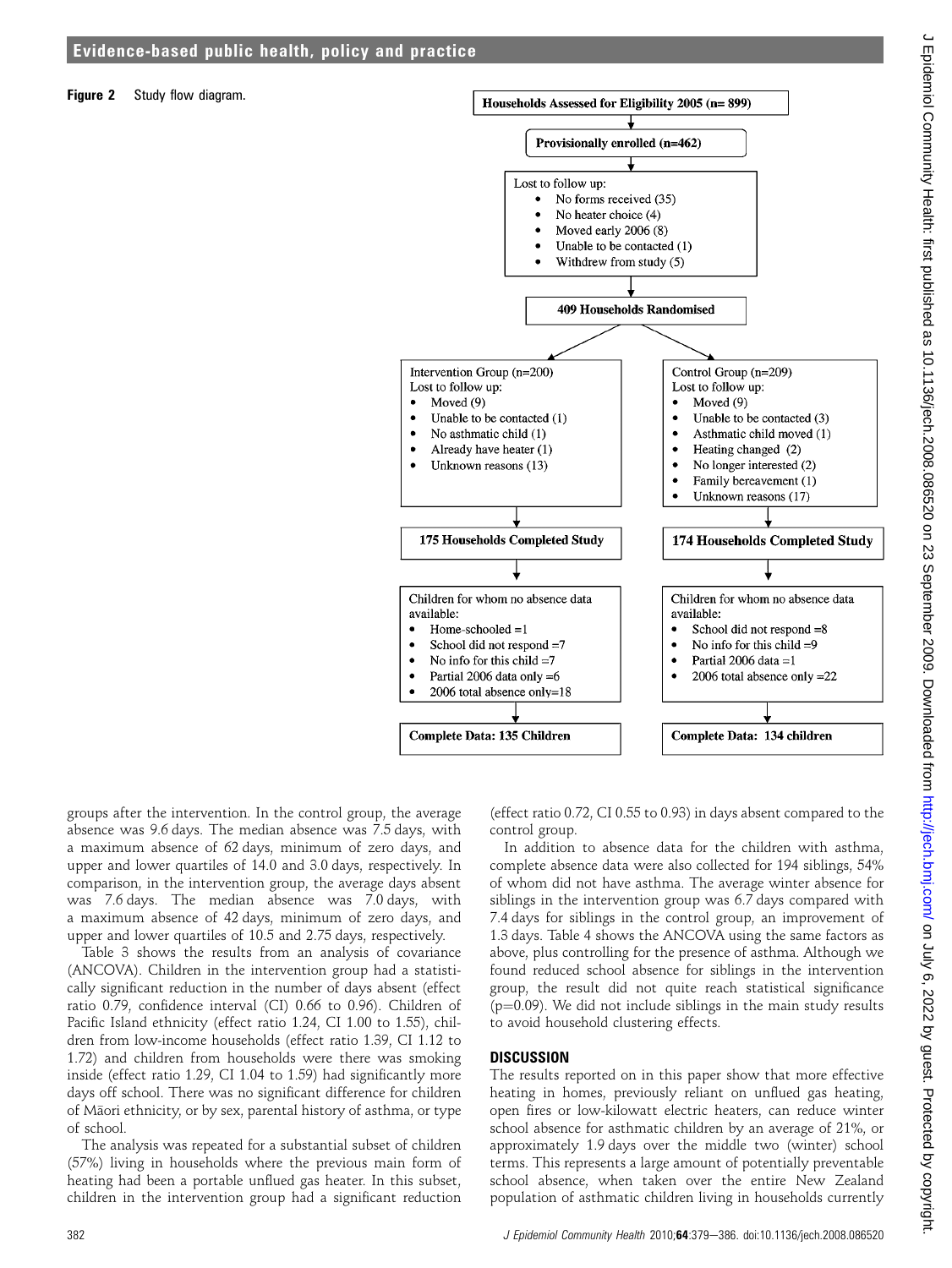**Figure 2** Study flow diagram.

Households Assessed for Eligibility 2005 (n= 899)

Provisionally enrolled (n=462)

Lost to follow up:
- No forms received (35)
- No heater choice (4)
- Moved early 2006 (8)
- Unable to be contacted (1)
- Withdrew from study (5)

409 Households Randomised

Intervention Group (n=200)
Lost to follow up:
- Moved (9)
- Unable to be contacted (1)
- No asthmatic child (1)
- Already have heater (1)
- Unknown reasons (13)

Control Group (n=209)
Lost to follow up:
- Moved (9)
- Unable to be contacted (3)
- Asthmatic child moved (1)
- Heating changed (2)
- No longer interested (2)
- Family bereavement (1)
- Unknown reasons (17)

175 Households Completed Study

174 Households Completed Study

Children for whom no absence data available:
- Home-schooled =1
- School did not respond =7
- No info for this child =7
- Partial 2006 data only =6
- 2006 total absence only=18

Children for whom no absence data available:
- School did not respond =8
- No info for this child =9
- Partial 2006 data =1
- 2006 total absence only =22

Complete Data: 135 Children

Complete Data: 134 children

groups after the intervention. In the control group, the average absence was 9.6 days. The median absence was 7.5 days, with a maximum absence of 62 days, minimum of zero days, and upper and lower quartiles of 14.0 and 3.0 days, respectively. In comparison, in the intervention group, the average days absent was 7.6 days. The median absence was 7.0 days, with a maximum absence of 42 days, minimum of zero days, and upper and lower quartiles of 10.5 and 2.75 days, respectively.

Table 3 shows the results from an analysis of covariance (ANCOVA). Children in the intervention group had a statistically significant reduction in the number of days absent (effect ratio 0.79, confidence interval (CI) 0.66 to 0.96). Children of Pacific Island ethnicity (effect ratio 1.24, CI 1.00 to 1.55), children from low-income households (effect ratio 1.39, CI 1.12 to 1.72) and children from households were there was smoking inside (effect ratio 1.29, CI 1.04 to 1.59) had significantly more days off school. There was no significant difference for children of Māori ethnicity, or by sex, parental history of asthma, or type of school.

The analysis was repeated for a substantial subset of children (57%) living in households where the previous main form of heating had been a portable unflued gas heater. In this subset, children in the intervention group had a significant reduction (effect ratio 0.72, CI 0.55 to 0.93) in days absent compared to the control group.

In addition to absence data for the children with asthma, complete absence data were also collected for 194 siblings, 54% of whom did not have asthma. The average winter absence for siblings in the intervention group was 6.7 days compared with 7.4 days for siblings in the control group, an improvement of 1.3 days. Table 4 shows the ANCOVA using the same factors as above, plus controlling for the presence of asthma. Although we found reduced school absence for siblings in the intervention group, the result did not quite reach statistical significance ($p=0.09$). We did not include siblings in the main study results to avoid household clustering effects.

## DISCUSSION

The results reported on in this paper show that more effective heating in homes, previously reliant on unflued gas heating, open fires or low-kilowatt electric heaters, can reduce winter school absence for asthmatic children by an average of 21%, or approximately 1.9 days over the middle two (winter) school terms. This represents a large amount of potentially preventable school absence, when taken over the entire New Zealand population of asthmatic children living in households currently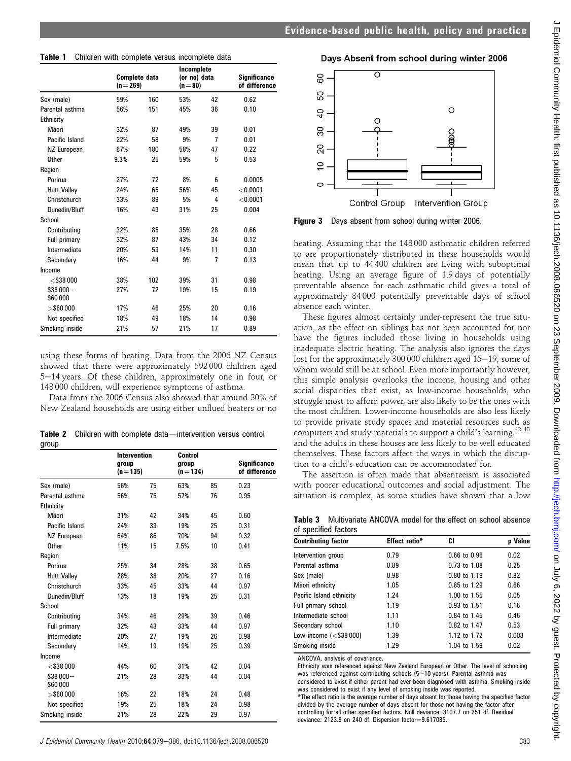**Table 1** Children with complete versus incomplete data

| | Complete data (n=269) | | Incomplete (or no) data (n=80) | | Significance of difference |
|---|---|---|---|---|---|
| Sex (male) | 59% | 160 | 53% | 42 | 0.62 |
| Parental asthma | 56% | 151 | 45% | 36 | 0.10 |
| Ethnicity | | | | | |
| Māori | 32% | 87 | 49% | 39 | 0.01 |
| Pacific Island | 22% | 58 | 9% | 7 | 0.01 |
| NZ European | 67% | 180 | 58% | 47 | 0.22 |
| Other | 9.3% | 25 | 59% | 5 | 0.53 |
| Region | | | | | |
| Porirua | 27% | 72 | 8% | 6 | 0.0005 |
| Hutt Valley | 24% | 65 | 56% | 45 | <0.0001 |
| Christchurch | 33% | 89 | 5% | 4 | <0.0001 |
| Dunedin/Bluff | 16% | 43 | 31% | 25 | 0.004 |
| School | | | | | |
| Contributing | 32% | 85 | 35% | 28 | 0.66 |
| Full primary | 32% | 87 | 43% | 34 | 0.12 |
| Intermediate | 20% | 53 | 14% | 11 | 0.30 |
| Secondary | 16% | 44 | 9% | 7 | 0.13 |
| Income | | | | | |
| <\$38 000 | 38% | 102 | 39% | 31 | 0.98 |
| \$38 000–\$60 000 | 27% | 72 | 19% | 15 | 0.19 |
| >\$60 000 | 17% | 46 | 25% | 20 | 0.16 |
| Not specified | 18% | 49 | 18% | 14 | 0.98 |
| Smoking inside | 21% | 57 | 21% | 17 | 0.89 |

using these forms of heating. Data from the 2006 NZ Census showed that there were approximately 592 000 children aged 5–14 years. Of these children, approximately one in four, or 148 000 children, will experience symptoms of asthma.

Data from the 2006 Census also showed that around 30% of New Zealand households are using either unflued heaters or no heating. Assuming that the 148 000 asthmatic children referred to are proportionately distributed in these households would mean that up to 44 400 children are living with suboptimal heating. Using an average figure of 1.9 days of potentially preventable absence for each asthmatic child gives a total of approximately 84 000 potentially preventable days of school absence each winter.

**Table 2** Children with complete data—intervention versus control group

| | Intervention group (n=135) | | Control group (n=134) | | Significance of difference |
|---|---|---|---|---|---|
| Sex (male) | 56% | 75 | 63% | 85 | 0.23 |
| Parental asthma | 56% | 75 | 57% | 76 | 0.95 |
| Ethnicity | | | | | |
| Māori | 31% | 42 | 34% | 45 | 0.60 |
| Pacific Island | 24% | 33 | 19% | 25 | 0.31 |
| NZ European | 64% | 86 | 70% | 94 | 0.32 |
| Other | 11% | 15 | 7.5% | 10 | 0.41 |
| Region | | | | | |
| Porirua | 25% | 34 | 28% | 38 | 0.65 |
| Hutt Valley | 28% | 38 | 20% | 27 | 0.16 |
| Christchurch | 33% | 45 | 33% | 44 | 0.97 |
| Dunedin/Bluff | 13% | 18 | 19% | 25 | 0.31 |
| School | | | | | |
| Contributing | 34% | 46 | 29% | 39 | 0.46 |
| Full primary | 32% | 43 | 33% | 44 | 0.97 |
| Intermediate | 20% | 27 | 19% | 26 | 0.98 |
| Secondary | 14% | 19 | 19% | 25 | 0.39 |
| Income | | | | | |
| <\$38 000 | 44% | 60 | 31% | 42 | 0.04 |
| \$38 000–\$60 000 | 21% | 28 | 33% | 44 | 0.04 |
| >\$60 000 | 16% | 22 | 18% | 24 | 0.48 |
| Not specified | 19% | 25 | 18% | 24 | 0.98 |
| Smoking inside | 21% | 28 | 22% | 29 | 0.97 |

**Figure 3** Days absent from school during winter 2006.

These figures almost certainly under-represent the true situation, as the effect on siblings has not been accounted for nor have the figures included those living in households using inadequate electric heating. The analysis also ignores the days lost for the approximately 300 000 children aged 15–19, some of whom would still be at school. Even more importantly however, this simple analysis overlooks the income, housing and other social disparities that exist, as low-income households, who struggle most to afford power, are also likely to be the ones with the most children. Lower-income households are also less likely to provide private study spaces and material resources such as computers and study materials to support a child's learning,[42 43] and the adults in these houses are less likely to be well educated themselves. These factors affect the ways in which the disruption to a child's education can be accommodated for.

The assertion is often made that absenteeism is associated with poorer educational outcomes and social adjustment. The situation is complex, as some studies have shown that a low

**Table 3** Multivariate ANCOVA model for the effect on school absence of specified factors

| Contributing factor | Effect ratio* | CI | p Value |
|---|---|---|---|
| Intervention group | 0.79 | 0.66 to 0.96 | 0.02 |
| Parental asthma | 0.89 | 0.73 to 1.08 | 0.25 |
| Sex (male) | 0.98 | 0.80 to 1.19 | 0.82 |
| Māori ethnicity | 1.05 | 0.85 to 1.29 | 0.66 |
| Pacific Island ethnicity | 1.24 | 1.00 to 1.55 | 0.05 |
| Full primary school | 1.19 | 0.93 to 1.51 | 0.16 |
| Intermediate school | 1.11 | 0.84 to 1.45 | 0.46 |
| Secondary school | 1.10 | 0.82 to 1.47 | 0.53 |
| Low income (<\$38 000) | 1.39 | 1.12 to 1.72 | 0.003 |
| Smoking inside | 1.29 | 1.04 to 1.59 | 0.02 |

ANCOVA, analysis of covariance.
Ethnicity was referenced against New Zealand European or Other. The level of schooling was referenced against contributing schools (5–10 years). Parental asthma was considered to exist if either parent had ever been diagnosed with asthma. Smoking inside was considered to exist if any level of smoking inside was reported.
*The effect ratio is the average number of days absent for those having the specified factor divided by the average number of days absent for those not having the factor after controlling for all other specified factors. Null deviance: 3107.7 on 251 df. Residual deviance: 2123.9 on 240 df. Dispersion factor=9.617085.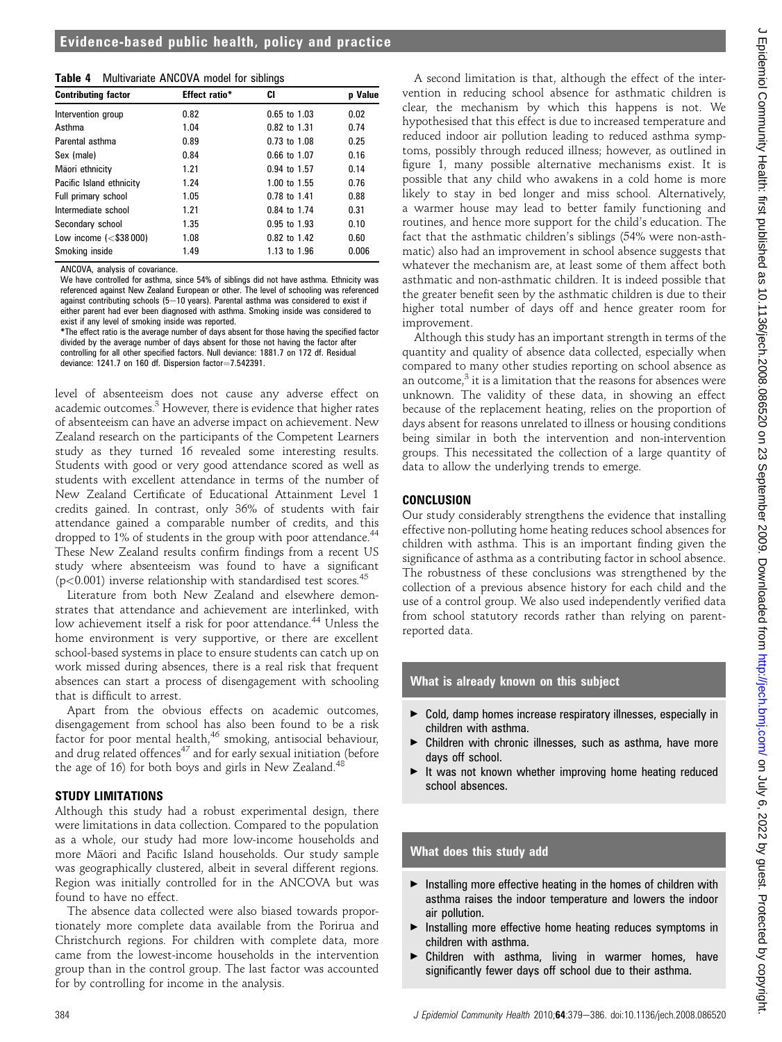**Table 4** Multivariate ANCOVA model for siblings

| Contributing factor | Effect ratio* | CI | p Value |
|---|---|---|---|
| Intervention group | 0.82 | 0.65 to 1.03 | 0.02 |
| Asthma | 1.04 | 0.82 to 1.31 | 0.74 |
| Parental asthma | 0.89 | 0.73 to 1.08 | 0.25 |
| Sex (male) | 0.84 | 0.66 to 1.07 | 0.16 |
| Māori ethnicity | 1.21 | 0.94 to 1.57 | 0.14 |
| Pacific Island ethnicity | 1.24 | 1.00 to 1.55 | 0.76 |
| Full primary school | 1.05 | 0.78 to 1.41 | 0.88 |
| Intermediate school | 1.21 | 0.84 to 1.74 | 0.31 |
| Secondary school | 1.35 | 0.95 to 1.93 | 0.10 |
| Low income (<$38 000) | 1.08 | 0.82 to 1.42 | 0.60 |
| Smoking inside | 1.49 | 1.13 to 1.96 | 0.006 |

ANCOVA, analysis of covariance.

We have controlled for asthma, since 54% of siblings did not have asthma. Ethnicity was referenced against New Zealand European or other. The level of schooling was referenced against contributing schools (5–10 years). Parental asthma was considered to exist if either parent had ever been diagnosed with asthma. Smoking inside was considered to exist if any level of smoking inside was reported.

*The effect ratio is the average number of days absent for those having the specified factor divided by the average number of days absent for those not having the factor after controlling for all other specified factors. Null deviance: 1881.7 on 172 df. Residual deviance: 1241.7 on 160 df. Dispersion factor=7.542391.

level of absenteeism does not cause any adverse effect on academic outcomes.[3] However, there is evidence that higher rates of absenteeism can have an adverse impact on achievement. New Zealand research on the participants of the Competent Learners study as they turned 16 revealed some interesting results. Students with good or very good attendance scored as well as students with excellent attendance in terms of the number of New Zealand Certificate of Educational Attainment Level 1 credits gained. In contrast, only 36% of students with fair attendance gained a comparable number of credits, and this dropped to 1% of students in the group with poor attendance.[44] These New Zealand results confirm findings from a recent US study where absenteeism was found to have a significant ($p<0.001$) inverse relationship with standardised test scores.[45]

Literature from both New Zealand and elsewhere demonstrates that attendance and achievement are interlinked, with low achievement itself a risk for poor attendance.[44] Unless the home environment is very supportive, or there are excellent school-based systems in place to ensure students can catch up on work missed during absences, there is a real risk that frequent absences can start a process of disengagement with schooling that is difficult to arrest.

Apart from the obvious effects on academic outcomes, disengagement from school has also been found to be a risk factor for poor mental health,[46] smoking, antisocial behaviour, and drug related offences[47] and for early sexual initiation (before the age of 16) for both boys and girls in New Zealand.[48]

## STUDY LIMITATIONS

Although this study had a robust experimental design, there were limitations in data collection. Compared to the population as a whole, our study had more low-income households and more Māori and Pacific Island households. Our study sample was geographically clustered, albeit in several different regions. Region was initially controlled for in the ANCOVA but was found to have no effect.

The absence data collected were also biased towards proportionately more complete data available from the Porirua and Christchurch regions. For children with complete data, more came from the lowest-income households in the intervention group than in the control group. The last factor was accounted for by controlling for income in the analysis.

A second limitation is that, although the effect of the intervention in reducing school absence for asthmatic children is clear, the mechanism by which this happens is not. We hypothesised that this effect is due to increased temperature and reduced indoor air pollution leading to reduced asthma symptoms, possibly through reduced illness; however, as outlined in figure 1, many possible alternative mechanisms exist. It is possible that any child who awakens in a cold home is more likely to stay in bed longer and miss school. Alternatively, a warmer house may lead to better family functioning and routines, and hence more support for the child's education. The fact that the asthmatic children's siblings (54% were non-asthmatic) also had an improvement in school absence suggests that whatever the mechanism are, at least some of them affect both asthmatic and non-asthmatic children. It is indeed possible that the greater benefit seen by the asthmatic children is due to their higher total number of days off and hence greater room for improvement.

Although this study has an important strength in terms of the quantity and quality of absence data collected, especially when compared to many other studies reporting on school absence as an outcome,[3] it is a limitation that the reasons for absences were unknown. The validity of these data, in showing an effect because of the replacement heating, relies on the proportion of days absent for reasons unrelated to illness or housing conditions being similar in both the intervention and non-intervention groups. This necessitated the collection of a large quantity of data to allow the underlying trends to emerge.

## CONCLUSION

Our study considerably strengthens the evidence that installing effective non-polluting home heating reduces school absences for children with asthma. This is an important finding given the significance of asthma as a contributing factor in school absence. The robustness of these conclusions was strengthened by the collection of a previous absence history for each child and the use of a control group. We also used independently verified data from school statutory records rather than relying on parent-reported data.

### What is already known on this subject

- Cold, damp homes increase respiratory illnesses, especially in children with asthma.
- Children with chronic illnesses, such as asthma, have more days off school.
- It was not known whether improving home heating reduced school absences.

### What does this study add

- Installing more effective heating in the homes of children with asthma raises the indoor temperature and lowers the indoor air pollution.
- Installing more effective home heating reduces symptoms in children with asthma.
- Children with asthma, living in warmer homes, have significantly fewer days off school due to their asthma.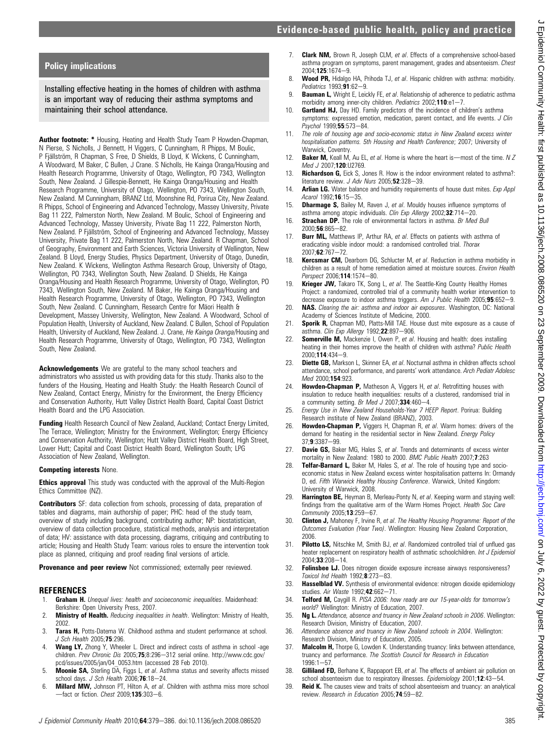## Policy implications

Installing effective heating in the homes of children with asthma is an important way of reducing their asthma symptoms and maintaining their school attendance.

**Author footnote:** * Housing, Heating and Health Study Team P Howden-Chapman, N Pierse, S Nicholls, J Bennett, H Viggers, C Cunningham, R Phipps, M Boulic, P Fjällström, R Chapman, S Free, D Shields, B Lloyd, K Wickens, C Cunningham, A Woodward, M Baker, C Bullen, J Crane. S Nicholls, He Kainga Oranga/Housing and Health Research Programme, University of Otago, Wellington, PO 7343, Wellington South, New Zealand. J Gillespie-Bennett, He Kainga Oranga/Housing and Health Research Programme, University of Otago, Wellington, PO 7343, Wellington South, New Zealand. M Cunningham, BRANZ Ltd, Moonshine Rd, Porirua City, New Zealand. R Phipps, School of Engineering and Advanced Technology, Massey University, Private Bag 11 222, Palmerston North, New Zealand. M Boulic, School of Engineering and Advanced Technology, Massey University, Private Bag 11 222, Palmerston North, New Zealand. P Fjällström, School of Engineering and Advanced Technology, Massey University, Private Bag 11 222, Palmerston North, New Zealand. R Chapman, School of Geography, Environment and Earth Sciences, Victoria University of Wellington, New Zealand. B Lloyd, Energy Studies, Physics Department, University of Otago, Dunedin, New Zealand. K Wickens, Wellington Asthma Research Group, University of Otago, Wellington, PO 7343, Wellington South, New Zealand. D Shields, He Kainga Oranga/Housing and Health Research Programme, University of Otago, Wellington, PO 7343, Wellington South, New Zealand. M Baker, He Kainga Oranga/Housing and Health Research Programme, University of Otago, Wellington, PO 7343, Wellington South, New Zealand. C Cunningham, Research Centre for Māori Health & Development, Massey University, Wellington, New Zealand. A Woodward, School of Population Health, University of Auckland, New Zealand. C Bullen, School of Population Health, University of Auckland, New Zealand. J. Crane, *He Kainga Oranga*/Housing and Health Research Programme, University of Otago, Wellington, PO 7343, Wellington South, New Zealand.

**Acknowledgements** We are grateful to the many school teachers and administrators who assisted us with providing data for this study. Thanks also to the funders of the Housing, Heating and Health Study: the Health Research Council of New Zealand, Contact Energy, Ministry for the Environment, the Energy Efficiency and Conservation Authority, Hutt Valley District Health Board, Capital Coast District Health Board and the LPG Association.

**Funding** Health Research Council of New Zealand, Auckland; Contact Energy Limited, The Terrace, Wellington; Ministry for the Environment, Wellington; Energy Efficiency and Conservation Authority, Wellington; Hutt Valley District Health Board, High Street, Lower Hutt; Capital and Coast District Health Board, Wellington South; LPG Association of New Zealand, Wellington.

**Competing interests** None.

**Ethics approval** This study was conducted with the approval of the Multi-Region Ethics Committee (NZ).

**Contributors** SF: data collection from schools, processing of data, preparation of tables and diagrams, main authorship of paper; PHC: head of the study team, overview of study including background, contributing author; NP: biostatistician, overview of data collection procedure, statistical methods, analysis and interpretation of data; HV: assistance with data processing, diagrams, critiquing and contributing to article; Housing and Health Study Team: various roles to ensure the intervention took place as planned, critiquing and proof reading final versions of article.

**Provenance and peer review** Not commissioned; externally peer reviewed.

## REFERENCES

1. **Graham H.** *Unequal lives: health and socioeconomic inequalities*. Maidenhead: Berkshire: Open University Press, 2007.
2. **Ministry of Health.** *Reducing inequalities in health*. Wellington: Ministry of Health, 2002.
3. **Taras H,** Potts-Datema W. Childhood asthma and student performance at school. *J Sch Health* 2005;**75**:296.
4. **Wang LY,** Zhong Y, Wheeler L. Direct and indirect costs of asthma in school -age children. *Prev Chronic Dis* 2005;**75**;8:296−312 serial online. http://www.cdc.gov/pcd/issues/2005/jan/04_0053.htm (accessed 28 Feb 2010).
5. **Moonie SA,** Sterling DA, Figgs L, *et al*. Asthma status and severity affects missed school days. *J Sch Health* 2006;**76**:18−24.
6. **Millard MW,** Johnson PT, Hilton A, *et al*. Children with asthma miss more school —fact or fiction. *Chest* 2009;**135**:303−6.
7. **Clark NM,** Brown R, Joseph CLM, *et al*. Effects of a comprehensive school-based asthma program on symptoms, parent management, grades and absenteeism. *Chest* 2004;**125**:1674−9.
8. **Wood PR,** Hidalgo HA, Prihoda TJ, *et al*. Hispanic children with asthma: morbidity. *Pediatrics* 1993;**91**:62−9.
9. **Bauman L,** Wright E, Leickly FE, *et al*. Relationship of adherence to pediatric asthma morbidity among inner-city children. *Pediatrics* 2002;**110**:e1−7.
10. **Gartland HJ,** Day HD. Family predictors of the incidence of children's asthma symptoms: expressed emotion, medication, parent contact, and life events. *J Clin Psychol* 1999;**55**:573−84.
11. *The role of housing age and socio-economic status in New Zealand excess winter hospitalisation patterns. 5th Housing and Health Conference*; 2007; University of Warwick, Coventry.
12. **Baker M,** Keall M, Au EL, *et al*. Home is where the heart is—most of the time. *N Z Med J* 2007;**120**:U2769.
13. **Richardson G,** Eick S, Jones R. How is the indoor environment related to asthma?: literature review. *J Adv Nurs* 2005;**52**:328−39.
14. **Arlian LG.** Water balance and humidity requirements of house dust mites. *Exp Appl Acarol* 1992;**16**:15−35.
15. **Dharmage S,** Bailey M, Raven J, *et al*. Mouldy houses influence symptoms of asthma among atopic individuals. *Clin Exp Allergy* 2002;**32**:714−20.
16. **Strachan DP.** The role of environmental factors in asthma. *Br Med Bull* 2000;**56**:865−82.
17. **Burr ML,** Matthews IP, Arthur RA, *et al*. Effects on patients with asthma of eradicating visible indoor mould: a randomised controlled trial. *Thorax* 2007;**62**:767−72.
18. **Kercsmar CM,** Dearborn DG, Schlucter M, *et al*. Reduction in asthma morbidity in children as a result of home remediation aimed at moisture sources. *Environ Health Perspect* 2006;**114**:1574−80.
19. **Krieger JW,** Takaro TK, Song L, *et al*. The Seattle-King County Healthy Homes Project: a randomized, controlled trial of a community health worker intervention to decrease exposure to indoor asthma triggers. *Am J Public Health* 2005;**95**:652−9.
20. **NAS.** *Clearing the air: asthma and indoor air exposures*. Washington, DC: National Academy of Sciences Institute of Medicine, 2000.
21. **Sporik R,** Chapman MD, Platts-Mill TAE. House dust mite exposure as a cause of asthma. *Clin Exp Allergy* 1992;**22**:897−906.
22. **Somerville M,** Mackenzie I, Owen P, *et al*. Housing and health: does installing heating in their homes improve the health of children with asthma? *Public Health* 2000;**114**:434−9.
23. **Diette GB,** Markson L, Skinner EA, *et al*. Nocturnal asthma in children affects school attendance, school performance, and parents' work attendance. *Arch Pediatr Adolesc Med* 2000;**154**:923.
24. **Howden-Chapman P,** Matheson A, Viggers H, *et al*. Retrofitting houses with insulation to reduce health inequalities: results of a clustered, randomised trial in a community setting. *Br Med J* 2007;**334**:460−4.
25. *Energy Use in New Zealand Households-Year 7 HEEP Report*. Porirua: Building Research institute of New Zealand (BRANZ), 2003.
26. **Howden-Chapman P,** Viggers H, Chapman R, *et al*. Warm homes: drivers of the demand for heating in the residential sector in New Zealand. *Energy Policy* 37;**9**:3387−99.
27. **Davie GS,** Baker MG, Hales S, *et al*. Trends and determinants of excess winter mortality in New Zealand: 1980 to 2000. *BMC Public Health* 2007;**7**:263
28. **Telfar-Barnard L,** Baker M, Hales S, *et al*. The role of housing type and socio-economic status in New Zealand excess winter hospitalisation patterns In: Ormandy D, ed. *Fifth Warwick Healthy Housing Conference*. Warwick, United Kingdom: University of Warwick, 2008.
29. **Harrington BE,** Heyman B, Merleau-Ponty N, *et al*. Keeping warm and staying well: findings from the qualitative arm of the Warm Homes Project. *Health Soc Care Community* 2005;**13**:259−67.
30. **Clinton J,** Mahoney F, Irvine R, *et al*. *The Healthy Housing Programme: Report of the Outcomes Evaluation (Year Two)*. Wellington: Housing New Zealand Corporation, 2006.
31. **Pilotto LS,** Nitschke M, Smith BJ, *et al*. Randomized controlled trial of unflued gas heater replacement on respiratory health of asthmatic schoolchildren. *Int J Epidemiol* 2004;**33**:208−14.
32. **Folinsbee LJ.** Does nitrogen dioxide exposure increase airways responsiveness? *Toxicol Ind Health* 1992;**8**:273−83.
33. **Hasselblad VV.** Synthesis of environmental evidence: nitrogen dioxide epidemiology studies. *Air Waste* 1992;**42**:662−71.
34. **Telford M,** Caygill R. *PISA 2006: how ready are our 15-year-olds for tomorrow's world?* Wellington: Ministry of Education, 2007.
35. **Ng L.** *Attendance, absence and truancy in New Zealand schools in 2006*. Wellington: Research Division, Ministry of Education, 2007.
36. *Attendance absence and truancy in New Zealand schools in 2004*. Wellington: Research Division, Ministry of Education, 2005.
37. **Malcolm H,** Thorpe G, Lowden K. Understanding truancy: links between attendance, truancy and performance. *The Scottish Council for Research in Education* 1996:1−57.
38. **Gilliland FD,** Berhane K, Rappaport EB, *et al*. The effects of ambient air pollution on school absenteeism due to respiratory illnesses. *Epidemiology* 2001;**12**:43−54.
39. **Reid K.** The causes view and traits of school absenteeism and truancy: an analytical review. *Research in Education* 2005;**74**:59−82.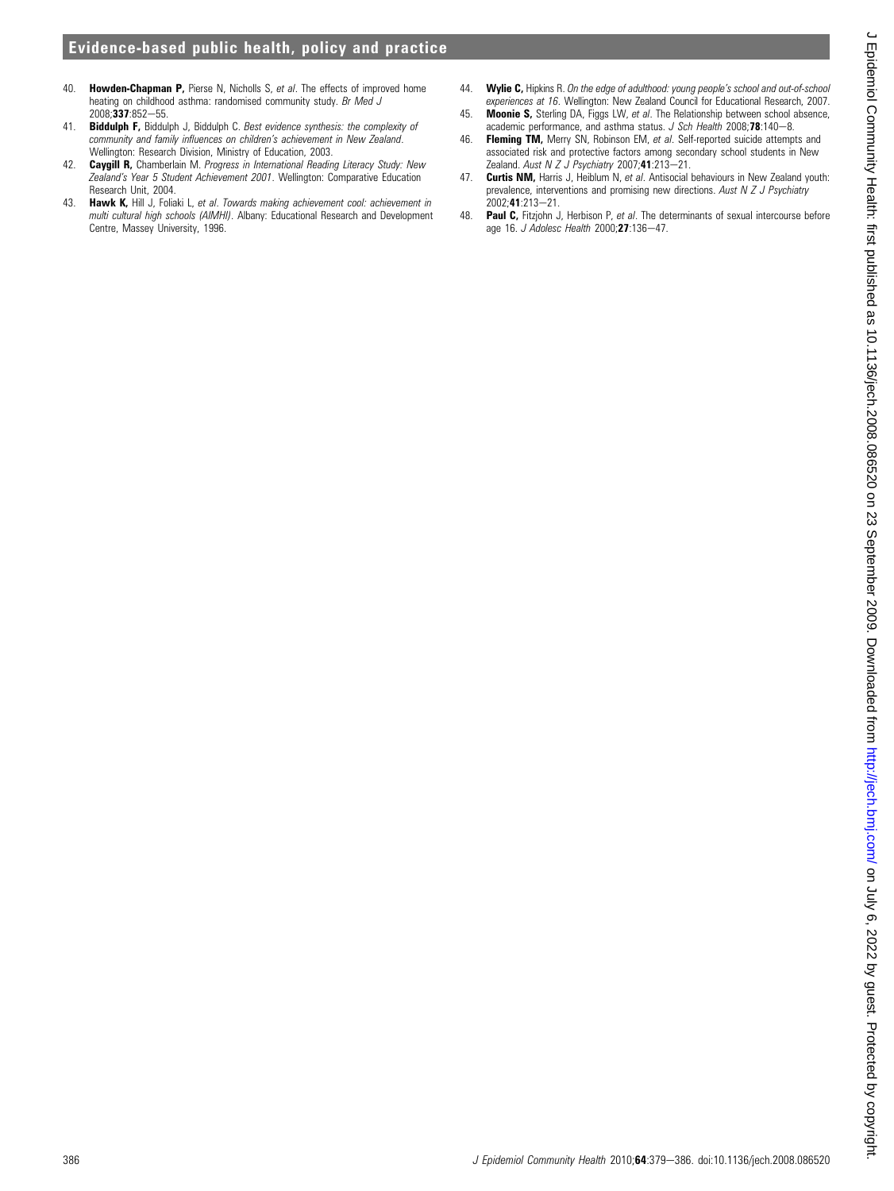40. **Howden-Chapman P,** Pierse N, Nicholls S, *et al*. The effects of improved home heating on childhood asthma: randomised community study. *Br Med J* 2008;**337**:852—55.
41. **Biddulph F,** Biddulph J, Biddulph C. *Best evidence synthesis: the complexity of community and family influences on children's achievement in New Zealand*. Wellington: Research Division, Ministry of Education, 2003.
42. **Caygill R,** Chamberlain M. *Progress in International Reading Literacy Study: New Zealand's Year 5 Student Achievement 2001*. Wellington: Comparative Education Research Unit, 2004.
43. **Hawk K,** Hill J, Foliaki L, *et al*. *Towards making achievement cool: achievement in multi cultural high schools (AIMHI)*. Albany: Educational Research and Development Centre, Massey University, 1996.
44. **Wylie C,** Hipkins R. *On the edge of adulthood: young people's school and out-of-school experiences at 16*. Wellington: New Zealand Council for Educational Research, 2007.
45. **Moonie S,** Sterling DA, Figgs LW, *et al*. The Relationship between school absence, academic performance, and asthma status. *J Sch Health* 2008;**78**:140—8.
46. **Fleming TM,** Merry SN, Robinson EM, *et al*. Self-reported suicide attempts and associated risk and protective factors among secondary school students in New Zealand. *Aust N Z J Psychiatry* 2007;**41**:213—21.
47. **Curtis NM,** Harris J, Heiblum N, *et al*. Antisocial behaviours in New Zealand youth: prevalence, interventions and promising new directions. *Aust N Z J Psychiatry* 2002;**41**:213—21.
48. **Paul C,** Fitzjohn J, Herbison P, *et al*. The determinants of sexual intercourse before age 16. *J Adolesc Health* 2000;**27**:136—47.